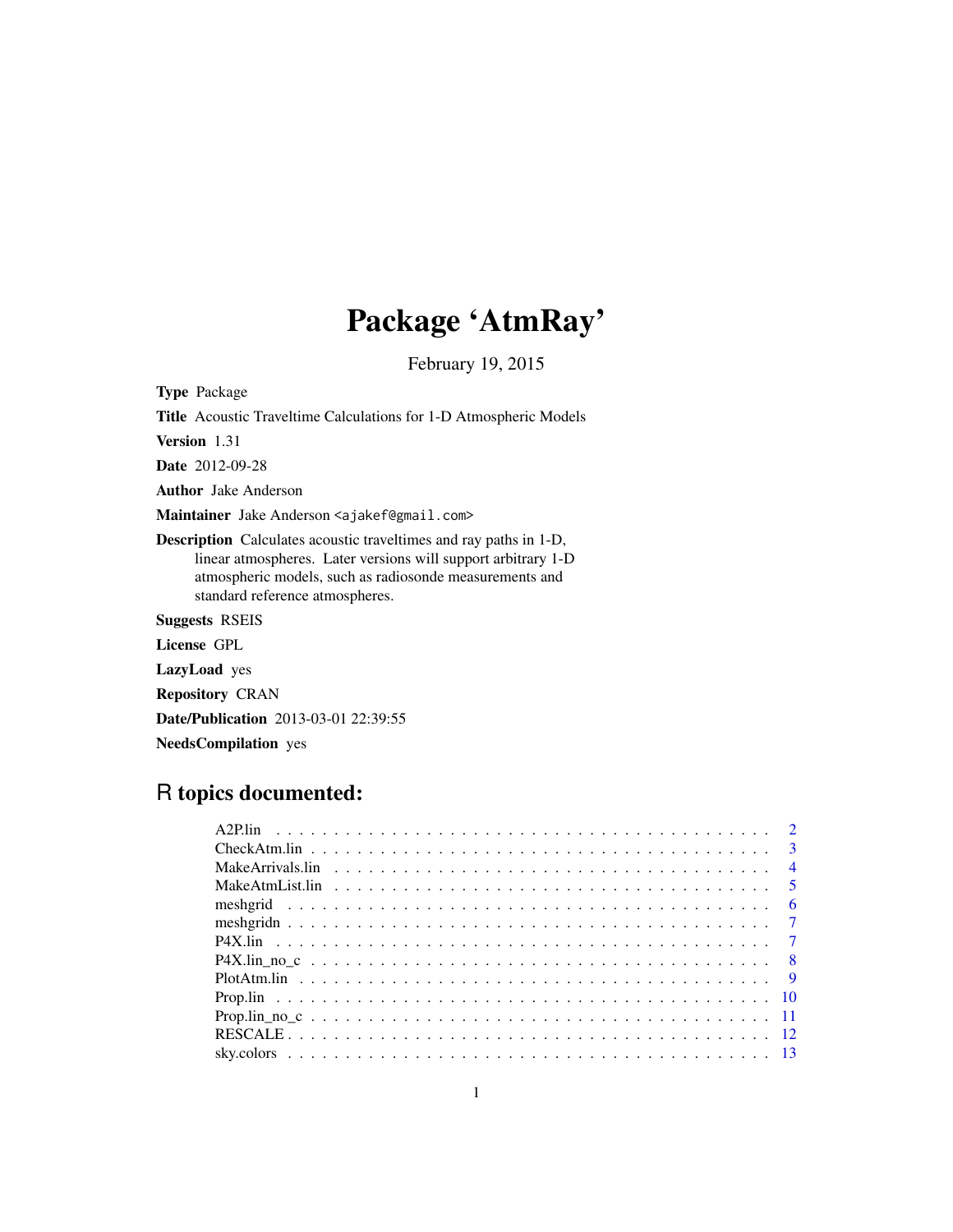# Package 'AtmRay'

February 19, 2015

**Type** Package

**Title** Acoustic Traveltime Calculations for 1-D Atmospheric Models

**Version** 1.31

**Date** 2012-09-28

**Author** Jake Anderson

**Maintainer** Jake Anderson <ajakef@gmail.com>

**Description** Calculates acoustic traveltimes and ray paths in 1-D, linear atmospheres. Later versions will support arbitrary 1-D atmospheric models, such as radiosonde measurements and standard reference atmospheres.

**Suggests** RSEIS

**License** GPL

**LazyLoad** yes

**Repository** CRAN

**Date/Publication** 2013-03-01 22:39:55

**NeedsCompilation** yes

## R topics documented:

- A2P.lin . . . . . . . . . . . . . . . . . . . . . . . . . . . . . . . . . . . . . . . . . . 2
- CheckAtm.lin . . . . . . . . . . . . . . . . . . . . . . . . . . . . . . . . . . . . . . . 3
- MakeArrivals.lin . . . . . . . . . . . . . . . . . . . . . . . . . . . . . . . . . . . . . 4
- MakeAtmList.lin . . . . . . . . . . . . . . . . . . . . . . . . . . . . . . . . . . . . . 5
- meshgrid . . . . . . . . . . . . . . . . . . . . . . . . . . . . . . . . . . . . . . . . . 6
- meshgridn . . . . . . . . . . . . . . . . . . . . . . . . . . . . . . . . . . . . . . . . 7
- P4X.lin . . . . . . . . . . . . . . . . . . . . . . . . . . . . . . . . . . . . . . . . . . 7
- P4X.lin_no_c . . . . . . . . . . . . . . . . . . . . . . . . . . . . . . . . . . . . . . 8
- PlotAtm.lin . . . . . . . . . . . . . . . . . . . . . . . . . . . . . . . . . . . . . . . 9
- Prop.lin . . . . . . . . . . . . . . . . . . . . . . . . . . . . . . . . . . . . . . . . . 10
- Prop.lin_no_c . . . . . . . . . . . . . . . . . . . . . . . . . . . . . . . . . . . . . . 11
- RESCALE . . . . . . . . . . . . . . . . . . . . . . . . . . . . . . . . . . . . . . . . . 12
- sky.colors . . . . . . . . . . . . . . . . . . . . . . . . . . . . . . . . . . . . . . . . 13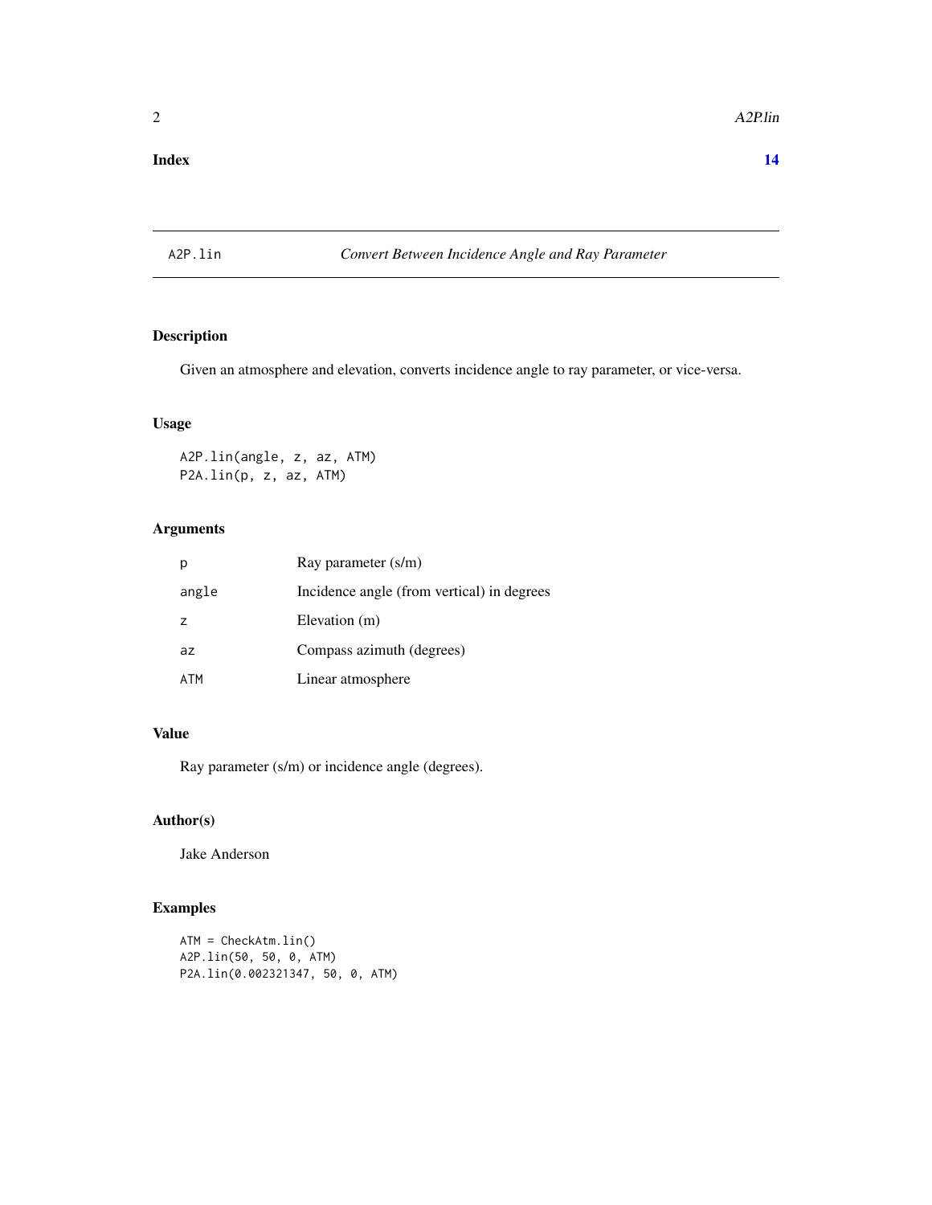Index 14

## A2P.lin — *Convert Between Incidence Angle and Ray Parameter*

### Description

Given an atmosphere and elevation, converts incidence angle to ray parameter, or vice-versa.

### Usage

```
A2P.lin(angle, z, az, ATM)
P2A.lin(p, z, az, ATM)
```

### Arguments

| | |
|---|---|
| p | Ray parameter (s/m) |
| angle | Incidence angle (from vertical) in degrees |
| z | Elevation (m) |
| az | Compass azimuth (degrees) |
| ATM | Linear atmosphere |

### Value

Ray parameter (s/m) or incidence angle (degrees).

### Author(s)

Jake Anderson

### Examples

```
ATM = CheckAtm.lin()
A2P.lin(50, 50, 0, ATM)
P2A.lin(0.002321347, 50, 0, ATM)
```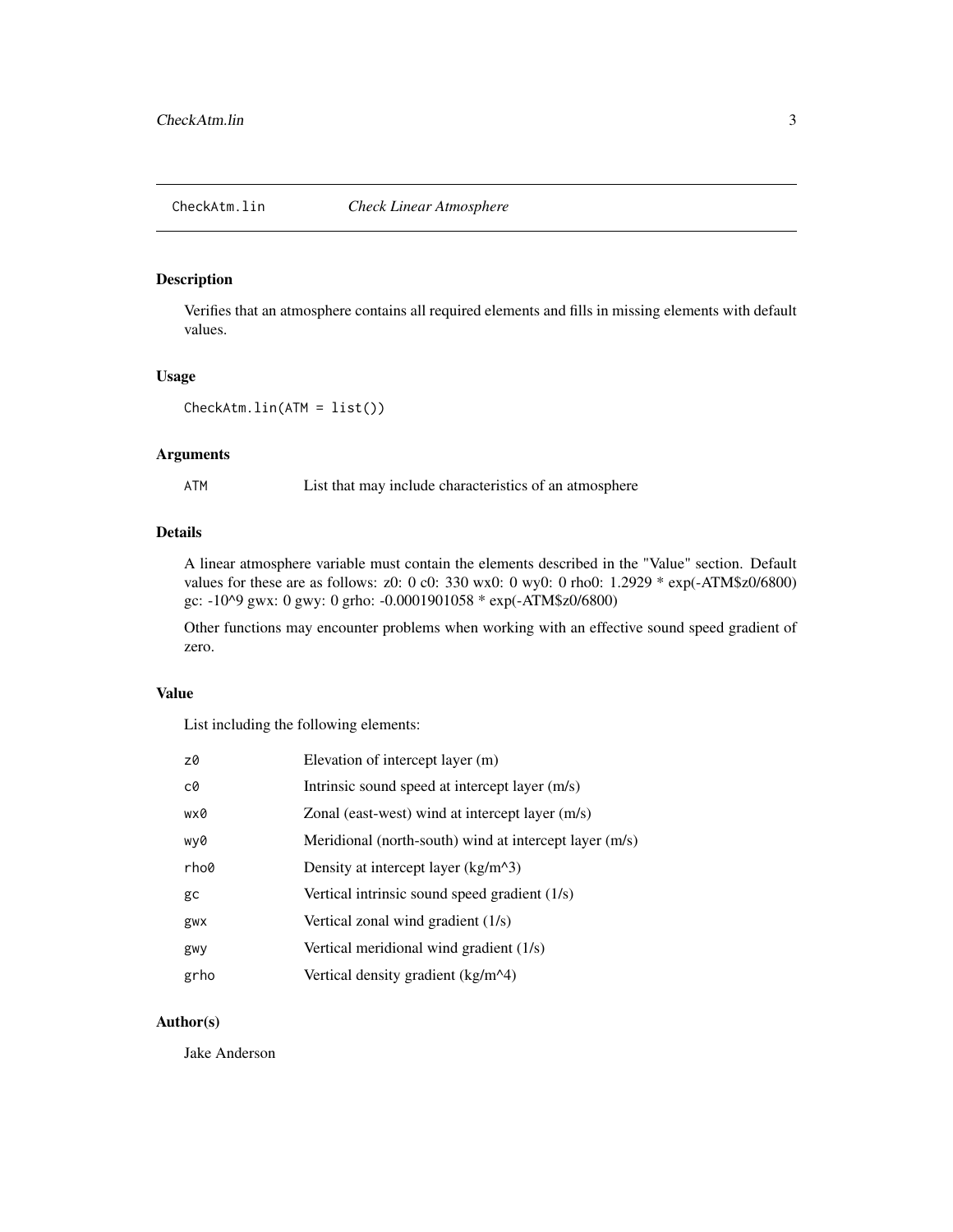## CheckAtm.lin — *Check Linear Atmosphere*

### Description

Verifies that an atmosphere contains all required elements and fills in missing elements with default values.

### Usage

```
CheckAtm.lin(ATM = list())
```

### Arguments

| | |
|---|---|
| `ATM` | List that may include characteristics of an atmosphere |

### Details

A linear atmosphere variable must contain the elements described in the "Value" section. Default values for these are as follows: z0: 0 c0: 330 wx0: 0 wy0: 0 rho0: 1.2929 * exp(-ATM$z0/6800) gc: -10^9 gwx: 0 gwy: 0 grho: -0.0001901058 * exp(-ATM$z0/6800)

Other functions may encounter problems when working with an effective sound speed gradient of zero.

### Value

List including the following elements:

| | |
|---|---|
| `z0` | Elevation of intercept layer (m) |
| `c0` | Intrinsic sound speed at intercept layer (m/s) |
| `wx0` | Zonal (east-west) wind at intercept layer (m/s) |
| `wy0` | Meridional (north-south) wind at intercept layer (m/s) |
| `rho0` | Density at intercept layer (kg/m^3) |
| `gc` | Vertical intrinsic sound speed gradient (1/s) |
| `gwx` | Vertical zonal wind gradient (1/s) |
| `gwy` | Vertical meridional wind gradient (1/s) |
| `grho` | Vertical density gradient (kg/m^4) |

### Author(s)

Jake Anderson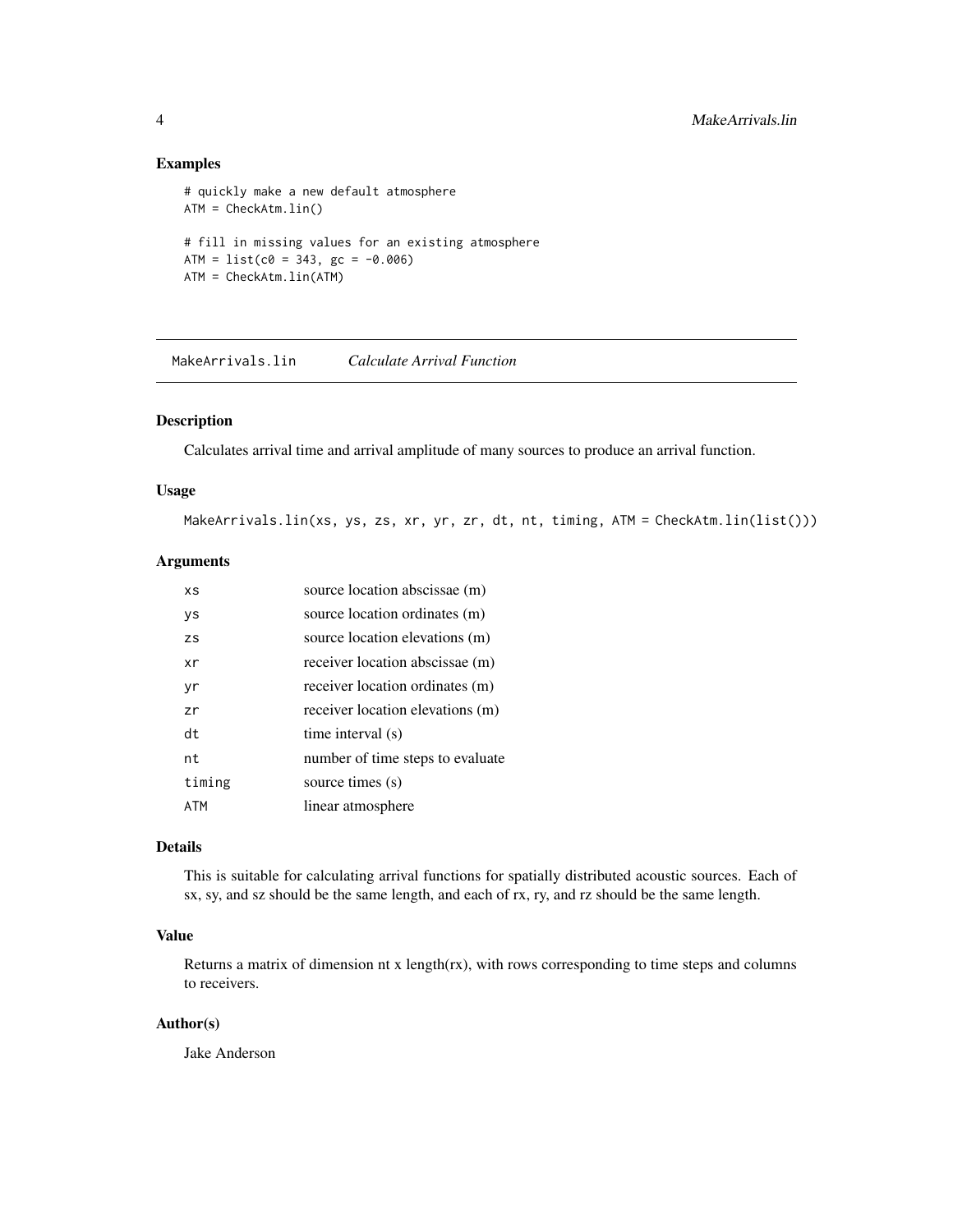## Examples

```
# quickly make a new default atmosphere
ATM = CheckAtm.lin()

# fill in missing values for an existing atmosphere
ATM = list(c0 = 343, gc = -0.006)
ATM = CheckAtm.lin(ATM)
```

---

## MakeArrivals.lin *Calculate Arrival Function*

### Description

Calculates arrival time and arrival amplitude of many sources to produce an arrival function.

### Usage

```
MakeArrivals.lin(xs, ys, zs, xr, yr, zr, dt, nt, timing, ATM = CheckAtm.lin(list()))
```

### Arguments

| | |
|---|---|
| xs | source location abscissae (m) |
| ys | source location ordinates (m) |
| zs | source location elevations (m) |
| xr | receiver location abscissae (m) |
| yr | receiver location ordinates (m) |
| zr | receiver location elevations (m) |
| dt | time interval (s) |
| nt | number of time steps to evaluate |
| timing | source times (s) |
| ATM | linear atmosphere |

### Details

This is suitable for calculating arrival functions for spatially distributed acoustic sources. Each of sx, sy, and sz should be the same length, and each of rx, ry, and rz should be the same length.

### Value

Returns a matrix of dimension nt x length(rx), with rows corresponding to time steps and columns to receivers.

### Author(s)

Jake Anderson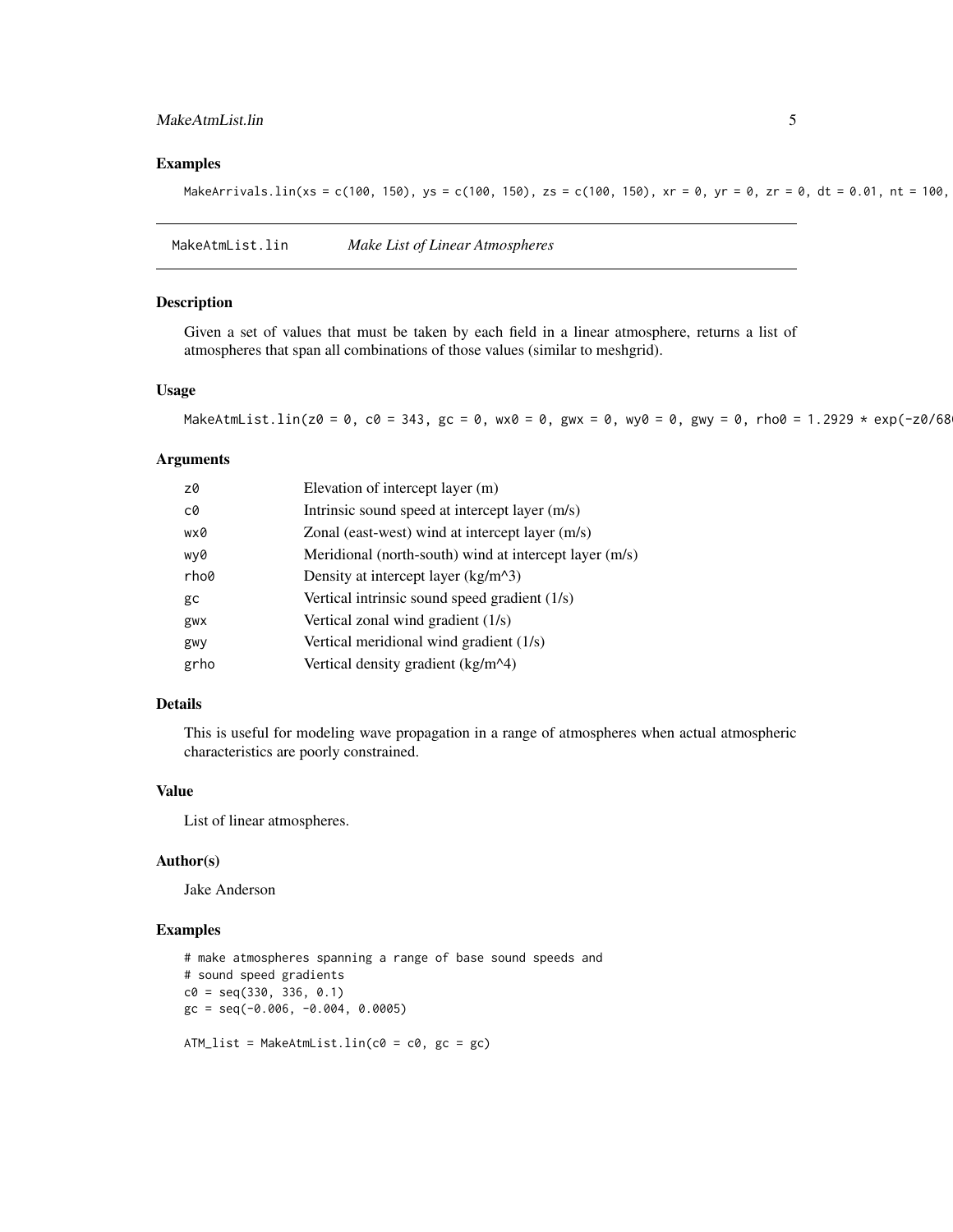### Examples

```
MakeArrivals.lin(xs = c(100, 150), ys = c(100, 150), zs = c(100, 150), xr = 0, yr = 0, zr = 0, dt = 0.01, nt = 100,
```

## MakeAtmList.lin *Make List of Linear Atmospheres*

### Description

Given a set of values that must be taken by each field in a linear atmosphere, returns a list of atmospheres that span all combinations of those values (similar to meshgrid).

### Usage

```
MakeAtmList.lin(z0 = 0, c0 = 343, gc = 0, wx0 = 0, gwx = 0, wy0 = 0, gwy = 0, rho0 = 1.2929 * exp(-z0/68
```

### Arguments

| | |
|---|---|
| z0 | Elevation of intercept layer (m) |
| c0 | Intrinsic sound speed at intercept layer (m/s) |
| wx0 | Zonal (east-west) wind at intercept layer (m/s) |
| wy0 | Meridional (north-south) wind at intercept layer (m/s) |
| rho0 | Density at intercept layer (kg/m^3) |
| gc | Vertical intrinsic sound speed gradient (1/s) |
| gwx | Vertical zonal wind gradient (1/s) |
| gwy | Vertical meridional wind gradient (1/s) |
| grho | Vertical density gradient (kg/m^4) |

### Details

This is useful for modeling wave propagation in a range of atmospheres when actual atmospheric characteristics are poorly constrained.

### Value

List of linear atmospheres.

### Author(s)

Jake Anderson

### Examples

```
# make atmospheres spanning a range of base sound speeds and
# sound speed gradients
c0 = seq(330, 336, 0.1)
gc = seq(-0.006, -0.004, 0.0005)

ATM_list = MakeAtmList.lin(c0 = c0, gc = gc)
```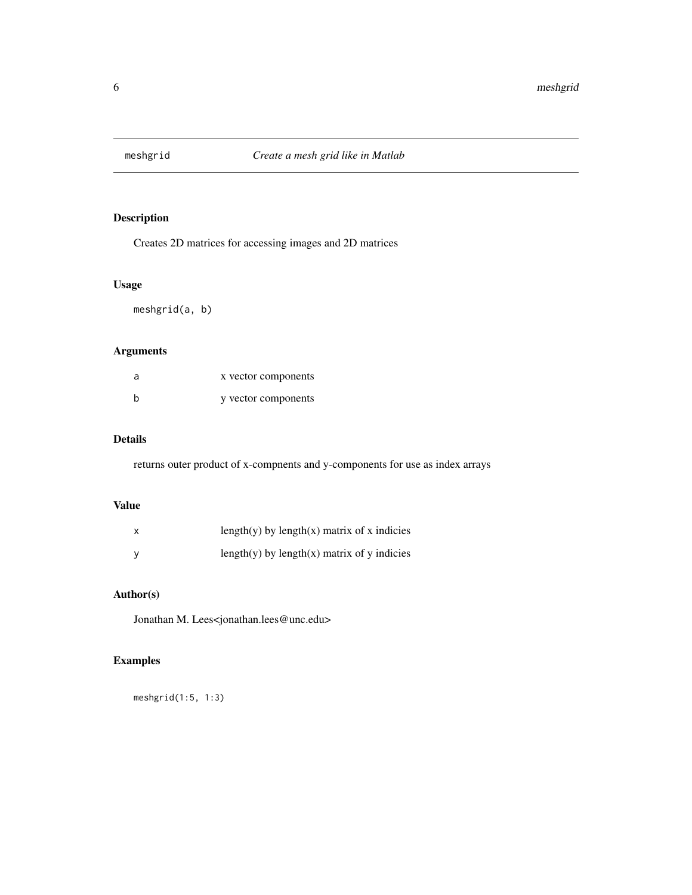# meshgrid — *Create a mesh grid like in Matlab*

## Description

Creates 2D matrices for accessing images and 2D matrices

## Usage

```
meshgrid(a, b)
```

## Arguments

| | |
|---|---|
| a | x vector components |
| b | y vector components |

## Details

returns outer product of x-compnents and y-components for use as index arrays

## Value

| | |
|---|---|
| x | length(y) by length(x) matrix of x indicies |
| y | length(y) by length(x) matrix of y indicies |

## Author(s)

Jonathan M. Lees<jonathan.lees@unc.edu>

## Examples

```
meshgrid(1:5, 1:3)
```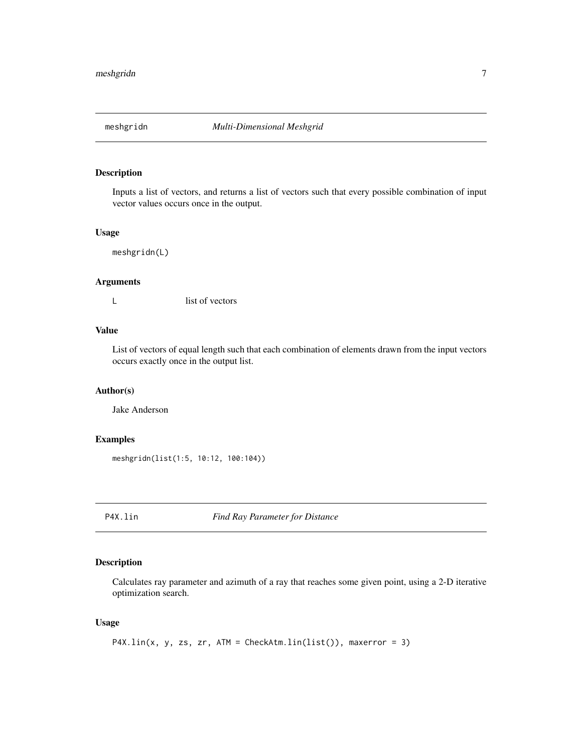## meshgridn — *Multi-Dimensional Meshgrid*

### Description

Inputs a list of vectors, and returns a list of vectors such that every possible combination of input vector values occurs once in the output.

### Usage

```
meshgridn(L)
```

### Arguments

| | |
|---|---|
| L | list of vectors |

### Value

List of vectors of equal length such that each combination of elements drawn from the input vectors occurs exactly once in the output list.

### Author(s)

Jake Anderson

### Examples

```
meshgridn(list(1:5, 10:12, 100:104))
```

## P4X.lin — *Find Ray Parameter for Distance*

### Description

Calculates ray parameter and azimuth of a ray that reaches some given point, using a 2-D iterative optimization search.

### Usage

```
P4X.lin(x, y, zs, zr, ATM = CheckAtm.lin(list()), maxerror = 3)
```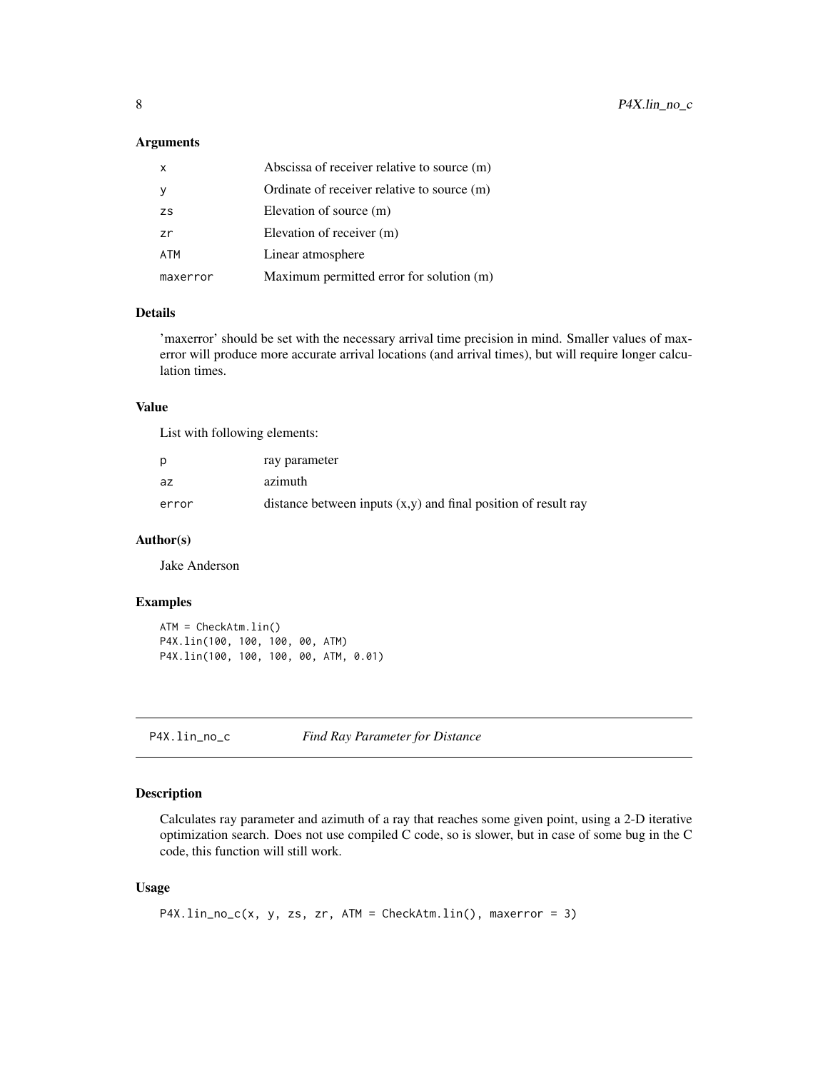### Arguments

| | |
|---|---|
| x | Abscissa of receiver relative to source (m) |
| y | Ordinate of receiver relative to source (m) |
| zs | Elevation of source (m) |
| zr | Elevation of receiver (m) |
| ATM | Linear atmosphere |
| maxerror | Maximum permitted error for solution (m) |

### Details

'maxerror' should be set with the necessary arrival time precision in mind. Smaller values of maxerror will produce more accurate arrival locations (and arrival times), but will require longer calculation times.

### Value

List with following elements:

| | |
|---|---|
| p | ray parameter |
| az | azimuth |
| error | distance between inputs (x,y) and final position of result ray |

### Author(s)

Jake Anderson

### Examples

```
ATM = CheckAtm.lin()
P4X.lin(100, 100, 100, 00, ATM)
P4X.lin(100, 100, 100, 00, ATM, 0.01)
```

---

## P4X.lin_no_c &nbsp;&nbsp;&nbsp; *Find Ray Parameter for Distance*

### Description

Calculates ray parameter and azimuth of a ray that reaches some given point, using a 2-D iterative optimization search. Does not use compiled C code, so is slower, but in case of some bug in the C code, this function will still work.

### Usage

```
P4X.lin_no_c(x, y, zs, zr, ATM = CheckAtm.lin(), maxerror = 3)
```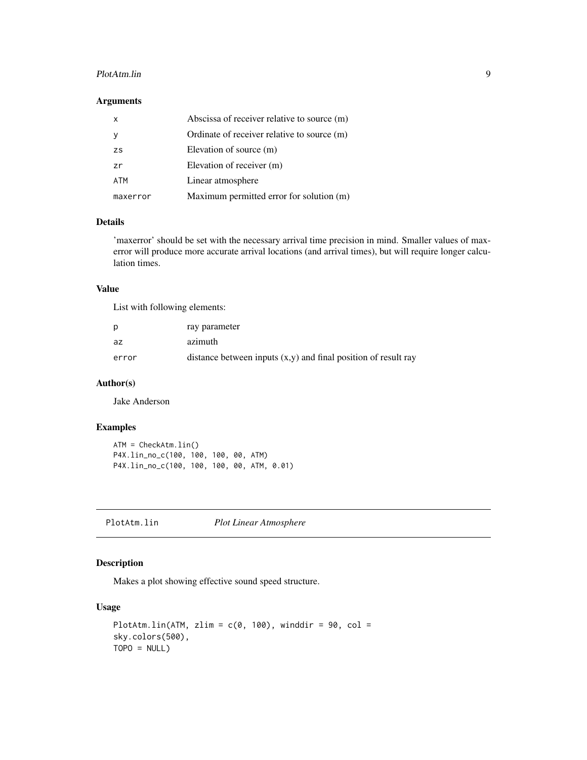### Arguments

| | |
|---|---|
| `x` | Abscissa of receiver relative to source (m) |
| `y` | Ordinate of receiver relative to source (m) |
| `zs` | Elevation of source (m) |
| `zr` | Elevation of receiver (m) |
| `ATM` | Linear atmosphere |
| `maxerror` | Maximum permitted error for solution (m) |

### Details

'maxerror' should be set with the necessary arrival time precision in mind. Smaller values of maxerror will produce more accurate arrival locations (and arrival times), but will require longer calculation times.

### Value

List with following elements:

| | |
|---|---|
| `p` | ray parameter |
| `az` | azimuth |
| `error` | distance between inputs (x,y) and final position of result ray |

### Author(s)

Jake Anderson

### Examples

```
ATM = CheckAtm.lin()
P4X.lin_no_c(100, 100, 100, 00, ATM)
P4X.lin_no_c(100, 100, 100, 00, ATM, 0.01)
```

---

## PlotAtm.lin *Plot Linear Atmosphere*

### Description

Makes a plot showing effective sound speed structure.

### Usage

```
PlotAtm.lin(ATM, zlim = c(0, 100), winddir = 90, col =
sky.colors(500),
TOPO = NULL)
```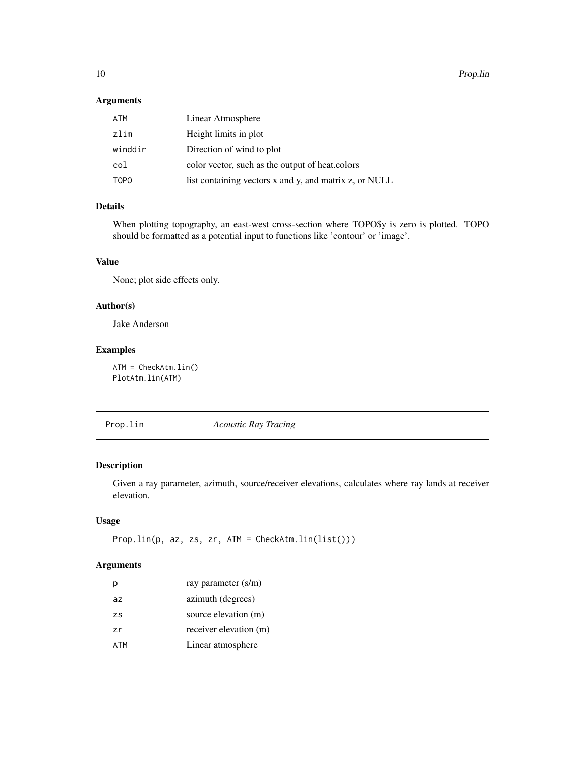### Arguments

| | |
|---|---|
| ATM | Linear Atmosphere |
| zlim | Height limits in plot |
| winddir | Direction of wind to plot |
| col | color vector, such as the output of heat.colors |
| TOPO | list containing vectors x and y, and matrix z, or NULL |

### Details

When plotting topography, an east-west cross-section where TOPO$y is zero is plotted. TOPO should be formatted as a potential input to functions like 'contour' or 'image'.

### Value

None; plot side effects only.

### Author(s)

Jake Anderson

### Examples

```
ATM = CheckAtm.lin()
PlotAtm.lin(ATM)
```

---

## Prop.lin — *Acoustic Ray Tracing*

---

### Description

Given a ray parameter, azimuth, source/receiver elevations, calculates where ray lands at receiver elevation.

### Usage

```
Prop.lin(p, az, zs, zr, ATM = CheckAtm.lin(list()))
```

### Arguments

| | |
|---|---|
| p | ray parameter (s/m) |
| az | azimuth (degrees) |
| zs | source elevation (m) |
| zr | receiver elevation (m) |
| ATM | Linear atmosphere |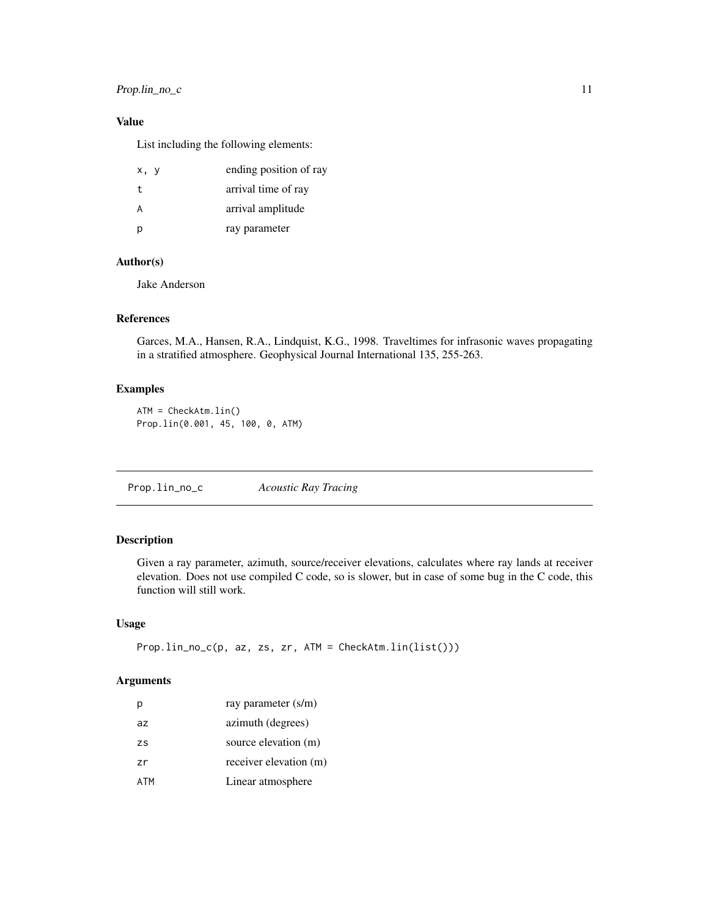### Value

List including the following elements:

| | |
|---|---|
| `x, y` | ending position of ray |
| `t` | arrival time of ray |
| `A` | arrival amplitude |
| `p` | ray parameter |

### Author(s)

Jake Anderson

### References

Garces, M.A., Hansen, R.A., Lindquist, K.G., 1998. Traveltimes for infrasonic waves propagating in a stratified atmosphere. Geophysical Journal International 135, 255-263.

### Examples

```
ATM = CheckAtm.lin()
Prop.lin(0.001, 45, 100, 0, ATM)
```

---

## Prop.lin_no_c — *Acoustic Ray Tracing*

---

### Description

Given a ray parameter, azimuth, source/receiver elevations, calculates where ray lands at receiver elevation. Does not use compiled C code, so is slower, but in case of some bug in the C code, this function will still work.

### Usage

```
Prop.lin_no_c(p, az, zs, zr, ATM = CheckAtm.lin(list()))
```

### Arguments

| | |
|---|---|
| `p` | ray parameter (s/m) |
| `az` | azimuth (degrees) |
| `zs` | source elevation (m) |
| `zr` | receiver elevation (m) |
| `ATM` | Linear atmosphere |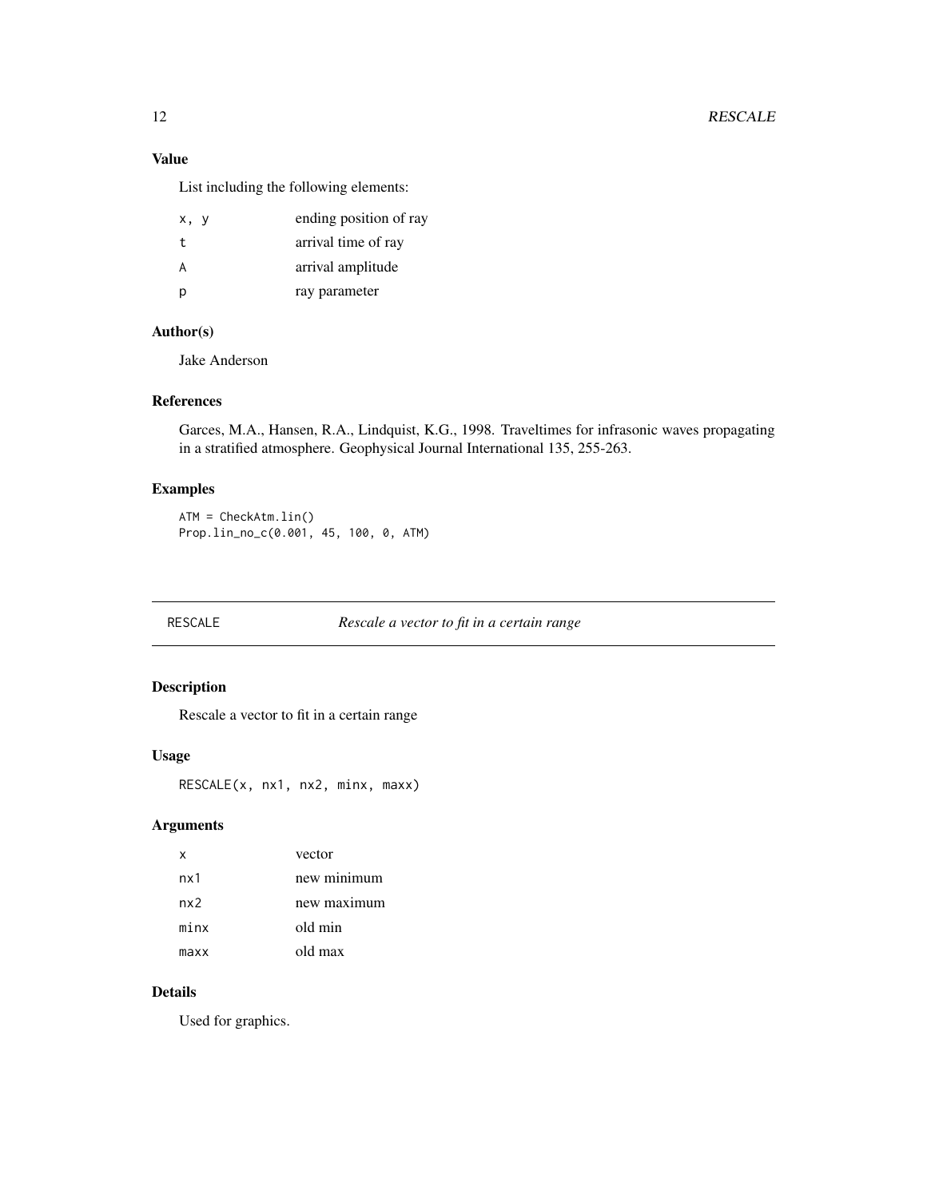## Value

List including the following elements:

| | |
|---|---|
| x, y | ending position of ray |
| t | arrival time of ray |
| A | arrival amplitude |
| p | ray parameter |

## Author(s)

Jake Anderson

## References

Garces, M.A., Hansen, R.A., Lindquist, K.G., 1998. Traveltimes for infrasonic waves propagating in a stratified atmosphere. Geophysical Journal International 135, 255-263.

## Examples

```
ATM = CheckAtm.lin()
Prop.lin_no_c(0.001, 45, 100, 0, ATM)
```

---

# RESCALE — *Rescale a vector to fit in a certain range*

## Description

Rescale a vector to fit in a certain range

## Usage

```
RESCALE(x, nx1, nx2, minx, maxx)
```

## Arguments

| | |
|---|---|
| x | vector |
| nx1 | new minimum |
| nx2 | new maximum |
| minx | old min |
| maxx | old max |

## Details

Used for graphics.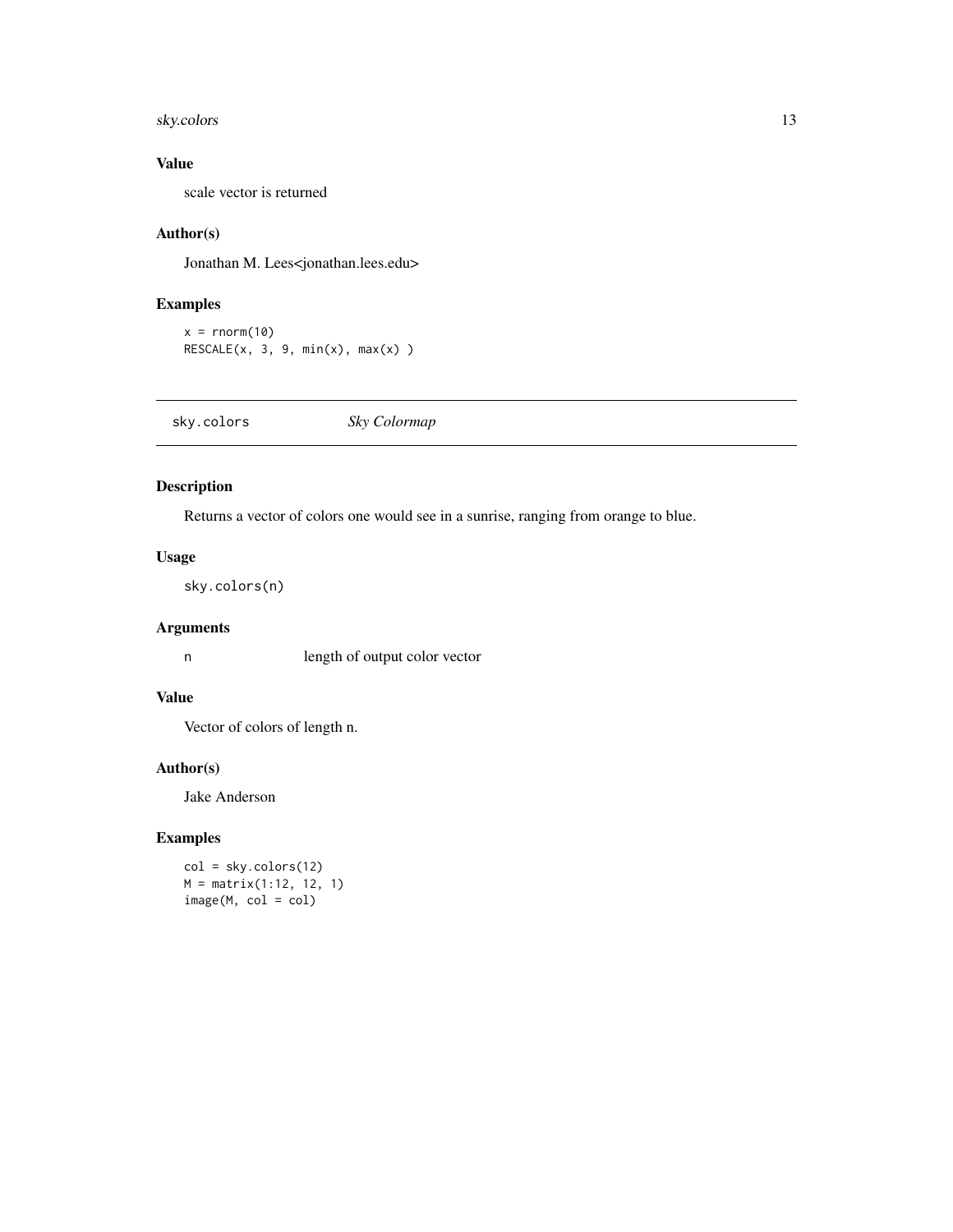### Value

scale vector is returned

### Author(s)

Jonathan M. Lees<jonathan.lees.edu>

### Examples

```
x = rnorm(10)
RESCALE(x, 3, 9, min(x), max(x) )
```

---

## sky.colors *Sky Colormap*

---

### Description

Returns a vector of colors one would see in a sunrise, ranging from orange to blue.

### Usage

```
sky.colors(n)
```

### Arguments

| | |
|---|---|
| n | length of output color vector |

### Value

Vector of colors of length n.

### Author(s)

Jake Anderson

### Examples

```
col = sky.colors(12)
M = matrix(1:12, 12, 1)
image(M, col = col)
```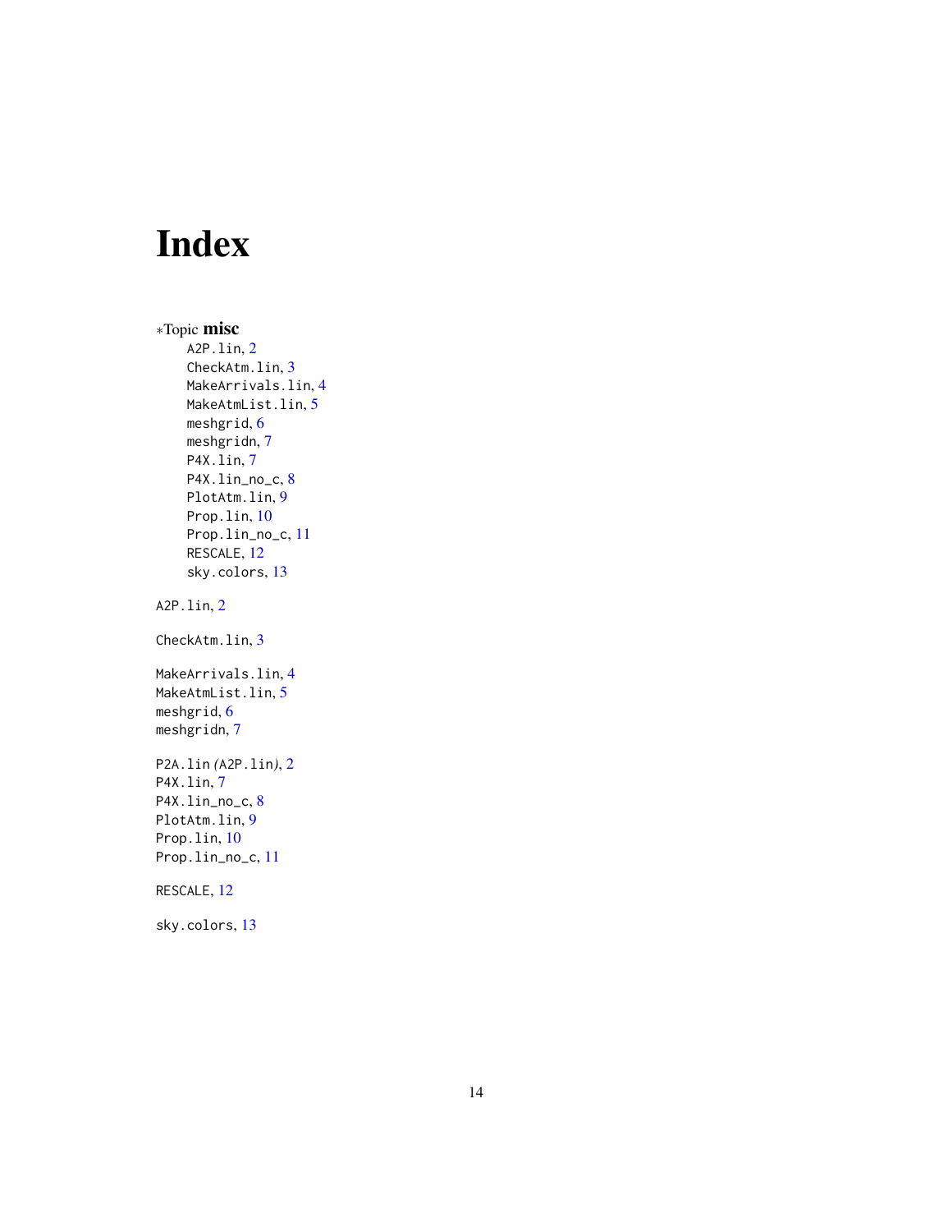# Index

*Topic **misc**

- A2P.lin, 2
- CheckAtm.lin, 3
- MakeArrivals.lin, 4
- MakeAtmList.lin, 5
- meshgrid, 6
- meshgridn, 7
- P4X.lin, 7
- P4X.lin_no_c, 8
- PlotAtm.lin, 9
- Prop.lin, 10
- Prop.lin_no_c, 11
- RESCALE, 12
- sky.colors, 13

A2P.lin, 2

CheckAtm.lin, 3

MakeArrivals.lin, 4
MakeAtmList.lin, 5
meshgrid, 6
meshgridn, 7

P2A.lin *(*A2P.lin*)*, 2
P4X.lin, 7
P4X.lin_no_c, 8
PlotAtm.lin, 9
Prop.lin, 10
Prop.lin_no_c, 11

RESCALE, 12

sky.colors, 13